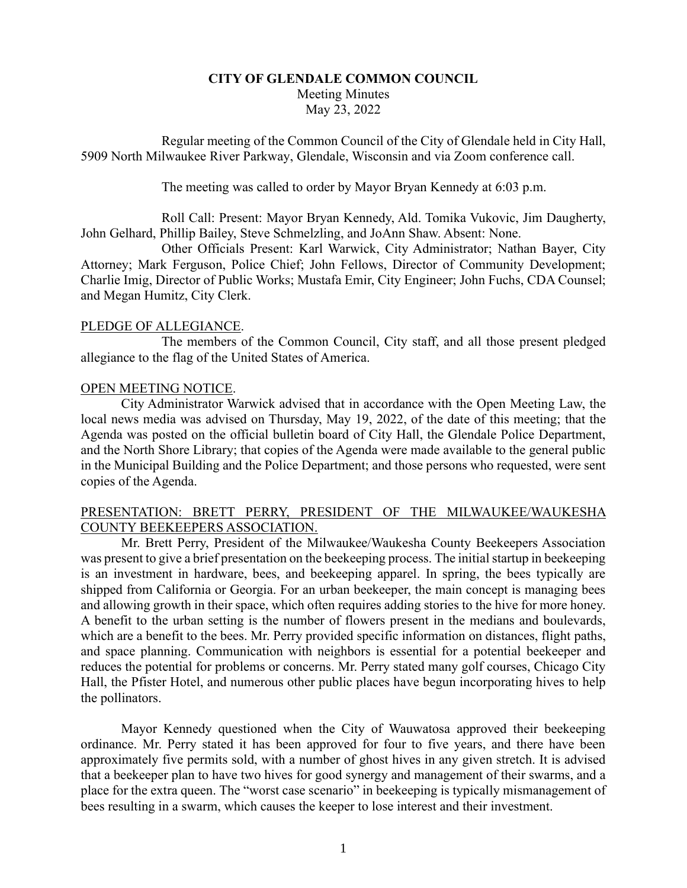# CITY OF GLENDALE COMMON COUNCIL

Meeting Minutes
May 23, 2022

Regular meeting of the Common Council of the City of Glendale held in City Hall, 5909 North Milwaukee River Parkway, Glendale, Wisconsin and via Zoom conference call.

The meeting was called to order by Mayor Bryan Kennedy at 6:03 p.m.

Roll Call: Present: Mayor Bryan Kennedy, Ald. Tomika Vukovic, Jim Daugherty, John Gelhard, Phillip Bailey, Steve Schmelzling, and JoAnn Shaw. Absent: None.

Other Officials Present: Karl Warwick, City Administrator; Nathan Bayer, City Attorney; Mark Ferguson, Police Chief; John Fellows, Director of Community Development; Charlie Imig, Director of Public Works; Mustafa Emir, City Engineer; John Fuchs, CDA Counsel; and Megan Humitz, City Clerk.

## PLEDGE OF ALLEGIANCE.

The members of the Common Council, City staff, and all those present pledged allegiance to the flag of the United States of America.

## OPEN MEETING NOTICE.

City Administrator Warwick advised that in accordance with the Open Meeting Law, the local news media was advised on Thursday, May 19, 2022, of the date of this meeting; that the Agenda was posted on the official bulletin board of City Hall, the Glendale Police Department, and the North Shore Library; that copies of the Agenda were made available to the general public in the Municipal Building and the Police Department; and those persons who requested, were sent copies of the Agenda.

## PRESENTATION: BRETT PERRY, PRESIDENT OF THE MILWAUKEE/WAUKESHA COUNTY BEEKEEPERS ASSOCIATION.

Mr. Brett Perry, President of the Milwaukee/Waukesha County Beekeepers Association was present to give a brief presentation on the beekeeping process. The initial startup in beekeeping is an investment in hardware, bees, and beekeeping apparel. In spring, the bees typically are shipped from California or Georgia. For an urban beekeeper, the main concept is managing bees and allowing growth in their space, which often requires adding stories to the hive for more honey. A benefit to the urban setting is the number of flowers present in the medians and boulevards, which are a benefit to the bees. Mr. Perry provided specific information on distances, flight paths, and space planning. Communication with neighbors is essential for a potential beekeeper and reduces the potential for problems or concerns. Mr. Perry stated many golf courses, Chicago City Hall, the Pfister Hotel, and numerous other public places have begun incorporating hives to help the pollinators.

Mayor Kennedy questioned when the City of Wauwatosa approved their beekeeping ordinance. Mr. Perry stated it has been approved for four to five years, and there have been approximately five permits sold, with a number of ghost hives in any given stretch. It is advised that a beekeeper plan to have two hives for good synergy and management of their swarms, and a place for the extra queen. The "worst case scenario" in beekeeping is typically mismanagement of bees resulting in a swarm, which causes the keeper to lose interest and their investment.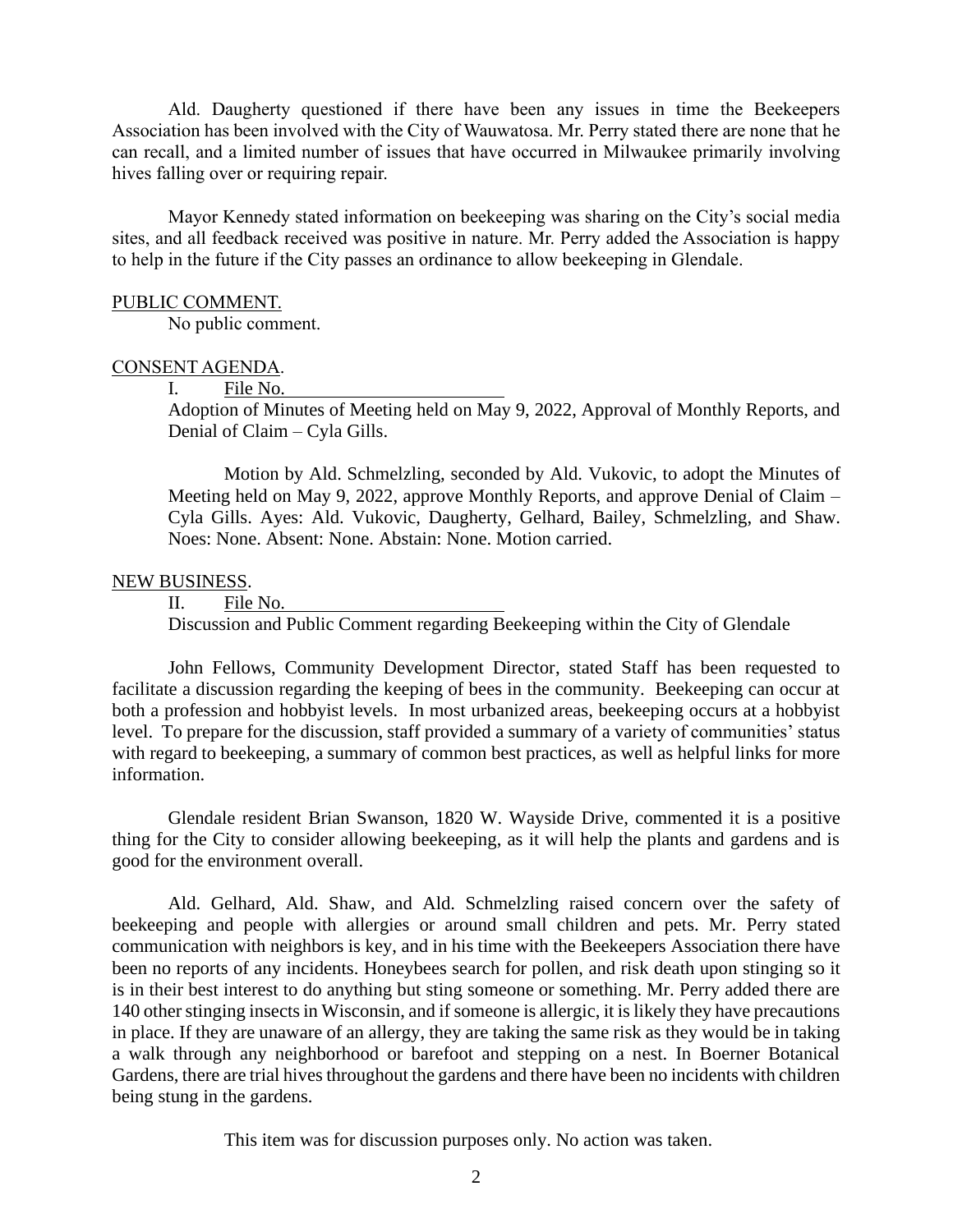Ald. Daugherty questioned if there have been any issues in time the Beekeepers Association has been involved with the City of Wauwatosa. Mr. Perry stated there are none that he can recall, and a limited number of issues that have occurred in Milwaukee primarily involving hives falling over or requiring repair.

Mayor Kennedy stated information on beekeeping was sharing on the City's social media sites, and all feedback received was positive in nature. Mr. Perry added the Association is happy to help in the future if the City passes an ordinance to allow beekeeping in Glendale.

PUBLIC COMMENT.

No public comment.

CONSENT AGENDA.

I. File No. ________________________

Adoption of Minutes of Meeting held on May 9, 2022, Approval of Monthly Reports, and Denial of Claim – Cyla Gills.

Motion by Ald. Schmelzling, seconded by Ald. Vukovic, to adopt the Minutes of Meeting held on May 9, 2022, approve Monthly Reports, and approve Denial of Claim – Cyla Gills. Ayes: Ald. Vukovic, Daugherty, Gelhard, Bailey, Schmelzling, and Shaw. Noes: None. Absent: None. Abstain: None. Motion carried.

NEW BUSINESS.

II. File No. ________________________

Discussion and Public Comment regarding Beekeeping within the City of Glendale

John Fellows, Community Development Director, stated Staff has been requested to facilitate a discussion regarding the keeping of bees in the community. Beekeeping can occur at both a profession and hobbyist levels. In most urbanized areas, beekeeping occurs at a hobbyist level. To prepare for the discussion, staff provided a summary of a variety of communities' status with regard to beekeeping, a summary of common best practices, as well as helpful links for more information.

Glendale resident Brian Swanson, 1820 W. Wayside Drive, commented it is a positive thing for the City to consider allowing beekeeping, as it will help the plants and gardens and is good for the environment overall.

Ald. Gelhard, Ald. Shaw, and Ald. Schmelzling raised concern over the safety of beekeeping and people with allergies or around small children and pets. Mr. Perry stated communication with neighbors is key, and in his time with the Beekeepers Association there have been no reports of any incidents. Honeybees search for pollen, and risk death upon stinging so it is in their best interest to do anything but sting someone or something. Mr. Perry added there are 140 other stinging insects in Wisconsin, and if someone is allergic, it is likely they have precautions in place. If they are unaware of an allergy, they are taking the same risk as they would be in taking a walk through any neighborhood or barefoot and stepping on a nest. In Boerner Botanical Gardens, there are trial hives throughout the gardens and there have been no incidents with children being stung in the gardens.

This item was for discussion purposes only. No action was taken.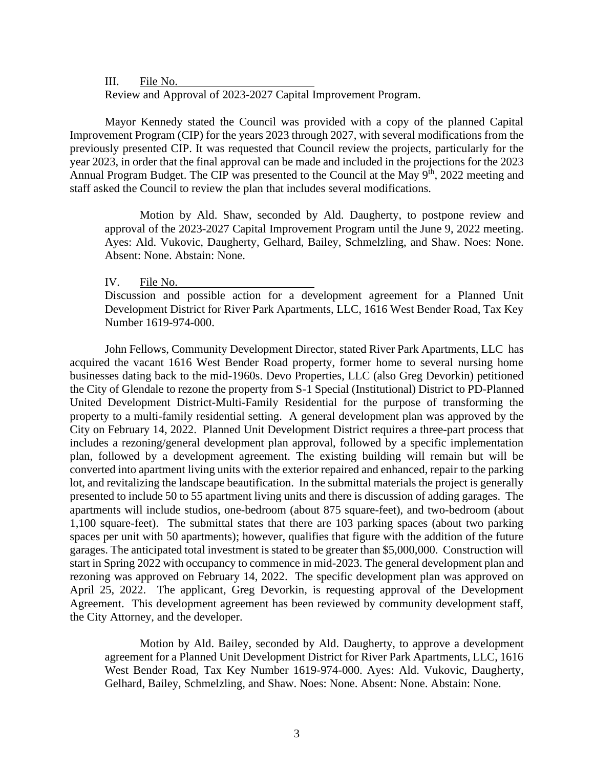III. File No. ______________________

Review and Approval of 2023-2027 Capital Improvement Program.

Mayor Kennedy stated the Council was provided with a copy of the planned Capital Improvement Program (CIP) for the years 2023 through 2027, with several modifications from the previously presented CIP. It was requested that Council review the projects, particularly for the year 2023, in order that the final approval can be made and included in the projections for the 2023 Annual Program Budget. The CIP was presented to the Council at the May 9th, 2022 meeting and staff asked the Council to review the plan that includes several modifications.

> Motion by Ald. Shaw, seconded by Ald. Daugherty, to postpone review and approval of the 2023-2027 Capital Improvement Program until the June 9, 2022 meeting. Ayes: Ald. Vukovic, Daugherty, Gelhard, Bailey, Schmelzling, and Shaw. Noes: None. Absent: None. Abstain: None.

IV. File No. ______________________

Discussion and possible action for a development agreement for a Planned Unit Development District for River Park Apartments, LLC, 1616 West Bender Road, Tax Key Number 1619-974-000.

John Fellows, Community Development Director, stated River Park Apartments, LLC has acquired the vacant 1616 West Bender Road property, former home to several nursing home businesses dating back to the mid-1960s. Devo Properties, LLC (also Greg Devorkin) petitioned the City of Glendale to rezone the property from S-1 Special (Institutional) District to PD-Planned United Development District-Multi-Family Residential for the purpose of transforming the property to a multi-family residential setting. A general development plan was approved by the City on February 14, 2022. Planned Unit Development District requires a three-part process that includes a rezoning/general development plan approval, followed by a specific implementation plan, followed by a development agreement. The existing building will remain but will be converted into apartment living units with the exterior repaired and enhanced, repair to the parking lot, and revitalizing the landscape beautification. In the submittal materials the project is generally presented to include 50 to 55 apartment living units and there is discussion of adding garages. The apartments will include studios, one-bedroom (about 875 square-feet), and two-bedroom (about 1,100 square-feet). The submittal states that there are 103 parking spaces (about two parking spaces per unit with 50 apartments); however, qualifies that figure with the addition of the future garages. The anticipated total investment is stated to be greater than $5,000,000. Construction will start in Spring 2022 with occupancy to commence in mid-2023. The general development plan and rezoning was approved on February 14, 2022. The specific development plan was approved on April 25, 2022. The applicant, Greg Devorkin, is requesting approval of the Development Agreement. This development agreement has been reviewed by community development staff, the City Attorney, and the developer.

> Motion by Ald. Bailey, seconded by Ald. Daugherty, to approve a development agreement for a Planned Unit Development District for River Park Apartments, LLC, 1616 West Bender Road, Tax Key Number 1619-974-000. Ayes: Ald. Vukovic, Daugherty, Gelhard, Bailey, Schmelzling, and Shaw. Noes: None. Absent: None. Abstain: None.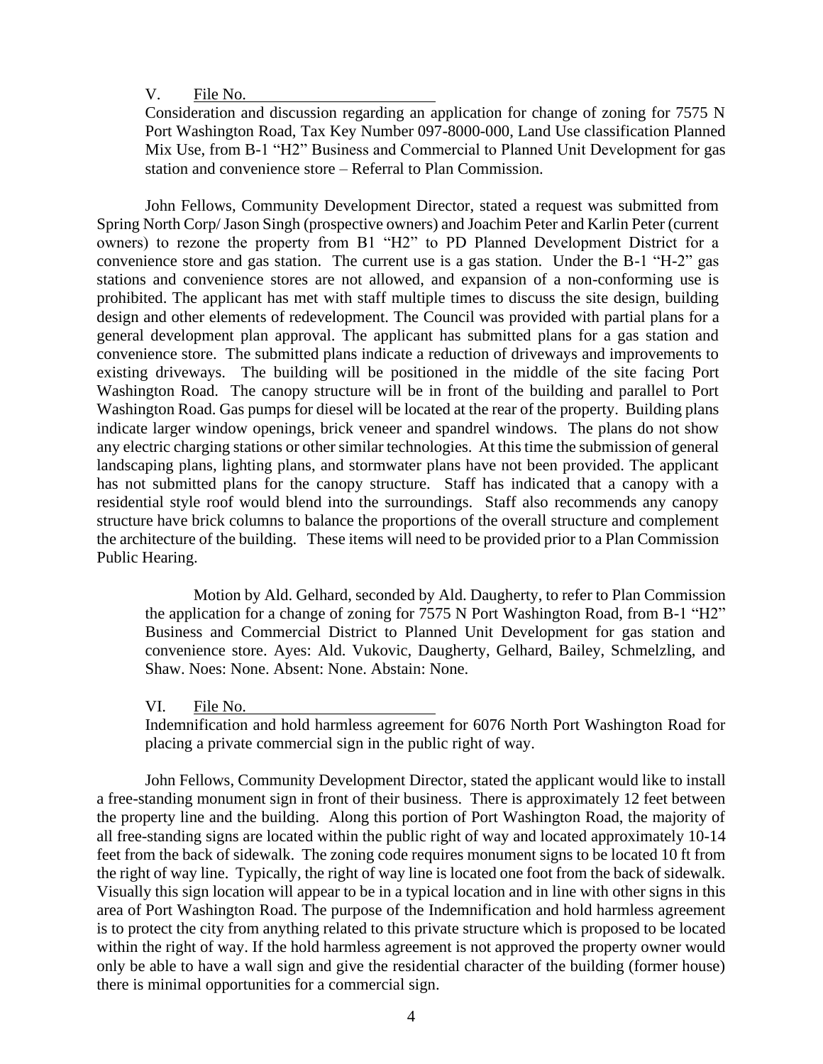V. File No. ____________________

Consideration and discussion regarding an application for change of zoning for 7575 N Port Washington Road, Tax Key Number 097-8000-000, Land Use classification Planned Mix Use, from B-1 "H2" Business and Commercial to Planned Unit Development for gas station and convenience store – Referral to Plan Commission.

John Fellows, Community Development Director, stated a request was submitted from Spring North Corp/ Jason Singh (prospective owners) and Joachim Peter and Karlin Peter (current owners) to rezone the property from B1 "H2" to PD Planned Development District for a convenience store and gas station. The current use is a gas station. Under the B-1 "H-2" gas stations and convenience stores are not allowed, and expansion of a non-conforming use is prohibited. The applicant has met with staff multiple times to discuss the site design, building design and other elements of redevelopment. The Council was provided with partial plans for a general development plan approval. The applicant has submitted plans for a gas station and convenience store. The submitted plans indicate a reduction of driveways and improvements to existing driveways. The building will be positioned in the middle of the site facing Port Washington Road. The canopy structure will be in front of the building and parallel to Port Washington Road. Gas pumps for diesel will be located at the rear of the property. Building plans indicate larger window openings, brick veneer and spandrel windows. The plans do not show any electric charging stations or other similar technologies. At this time the submission of general landscaping plans, lighting plans, and stormwater plans have not been provided. The applicant has not submitted plans for the canopy structure. Staff has indicated that a canopy with a residential style roof would blend into the surroundings. Staff also recommends any canopy structure have brick columns to balance the proportions of the overall structure and complement the architecture of the building. These items will need to be provided prior to a Plan Commission Public Hearing.

Motion by Ald. Gelhard, seconded by Ald. Daugherty, to refer to Plan Commission the application for a change of zoning for 7575 N Port Washington Road, from B-1 "H2" Business and Commercial District to Planned Unit Development for gas station and convenience store. Ayes: Ald. Vukovic, Daugherty, Gelhard, Bailey, Schmelzling, and Shaw. Noes: None. Absent: None. Abstain: None.

VI. File No. ____________________

Indemnification and hold harmless agreement for 6076 North Port Washington Road for placing a private commercial sign in the public right of way.

John Fellows, Community Development Director, stated the applicant would like to install a free-standing monument sign in front of their business. There is approximately 12 feet between the property line and the building. Along this portion of Port Washington Road, the majority of all free-standing signs are located within the public right of way and located approximately 10-14 feet from the back of sidewalk. The zoning code requires monument signs to be located 10 ft from the right of way line. Typically, the right of way line is located one foot from the back of sidewalk. Visually this sign location will appear to be in a typical location and in line with other signs in this area of Port Washington Road. The purpose of the Indemnification and hold harmless agreement is to protect the city from anything related to this private structure which is proposed to be located within the right of way. If the hold harmless agreement is not approved the property owner would only be able to have a wall sign and give the residential character of the building (former house) there is minimal opportunities for a commercial sign.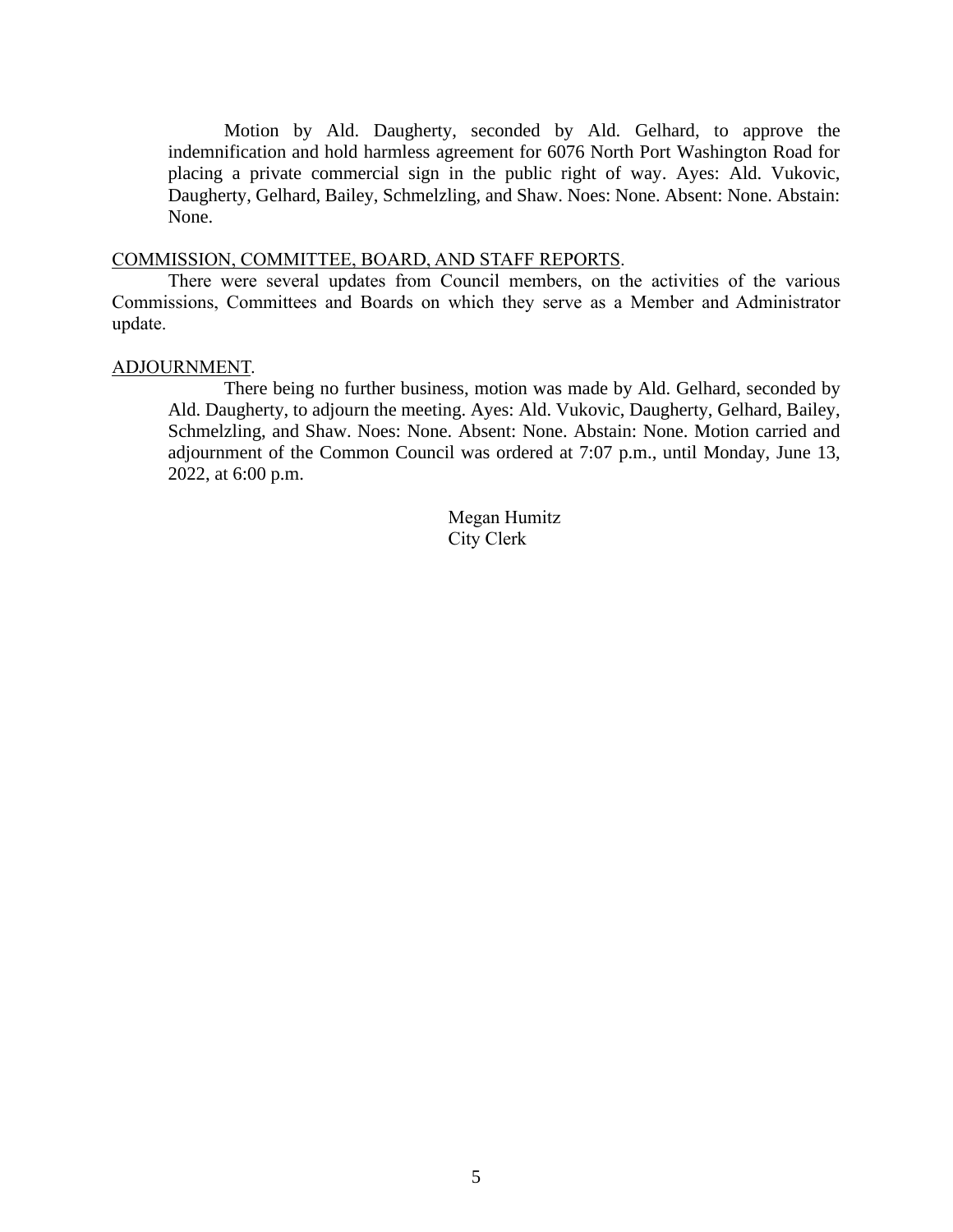Motion by Ald. Daugherty, seconded by Ald. Gelhard, to approve the indemnification and hold harmless agreement for 6076 North Port Washington Road for placing a private commercial sign in the public right of way. Ayes: Ald. Vukovic, Daugherty, Gelhard, Bailey, Schmelzling, and Shaw. Noes: None. Absent: None. Abstain: None.

COMMISSION, COMMITTEE, BOARD, AND STAFF REPORTS.

There were several updates from Council members, on the activities of the various Commissions, Committees and Boards on which they serve as a Member and Administrator update.

ADJOURNMENT.

There being no further business, motion was made by Ald. Gelhard, seconded by Ald. Daugherty, to adjourn the meeting. Ayes: Ald. Vukovic, Daugherty, Gelhard, Bailey, Schmelzling, and Shaw. Noes: None. Absent: None. Abstain: None. Motion carried and adjournment of the Common Council was ordered at 7:07 p.m., until Monday, June 13, 2022, at 6:00 p.m.

Megan Humitz
City Clerk